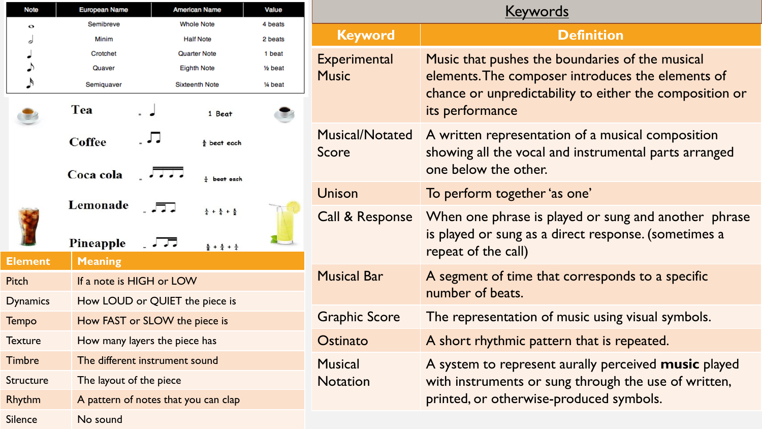| Note | European Name | American Name | Value |
| --- | --- | --- | --- |
| 𝅝 | Semibreve | Whole Note | 4 beats |
| 𝅗𝅥 | Minim | Half Note | 2 beats |
| ♩ | Crotchet | Quarter Note | 1 beat |
| ♪ | Quaver | Eighth Note | ½ beat |
| 𝅘𝅥𝅯 | Semiquaver | Sixteenth Note | ¼ beat |

| Word | Rhythm | Value |
| --- | --- | --- |
| Tea | = ♩ | 1 Beat |
| Coffee | = ♫ | ½ beat each |
| Coca cola | = four semiquavers | ¼ beat each |
| Lemonade | = two semiquavers + quaver | ¼ + ¼ + ½ |
| Pineapple | = quaver + two semiquavers | ½ + ¼ + ¼ |

| Element | Meaning |
| --- | --- |
| Pitch | If a note is HIGH or LOW |
| Dynamics | How LOUD or QUIET the piece is |
| Tempo | How FAST or SLOW the piece is |
| Texture | How many layers the piece has |
| Timbre | The different instrument sound |
| Structure | The layout of the piece |
| Rhythm | A pattern of notes that you can clap |
| Silence | No sound |

## Keywords

| Keyword | Definition |
| --- | --- |
| Experimental Music | Music that pushes the boundaries of the musical elements. The composer introduces the elements of chance or unpredictability to either the composition or its performance |
| Musical/Notated Score | A written representation of a musical composition showing all the vocal and instrumental parts arranged one below the other. |
| Unison | To perform together 'as one' |
| Call & Response | When one phrase is played or sung and another phrase is played or sung as a direct response. (sometimes a repeat of the call) |
| Musical Bar | A segment of time that corresponds to a specific number of beats. |
| Graphic Score | The representation of music using visual symbols. |
| Ostinato | A short rhythmic pattern that is repeated. |
| Musical Notation | A system to represent aurally perceived **music** played with instruments or sung through the use of written, printed, or otherwise-produced symbols. |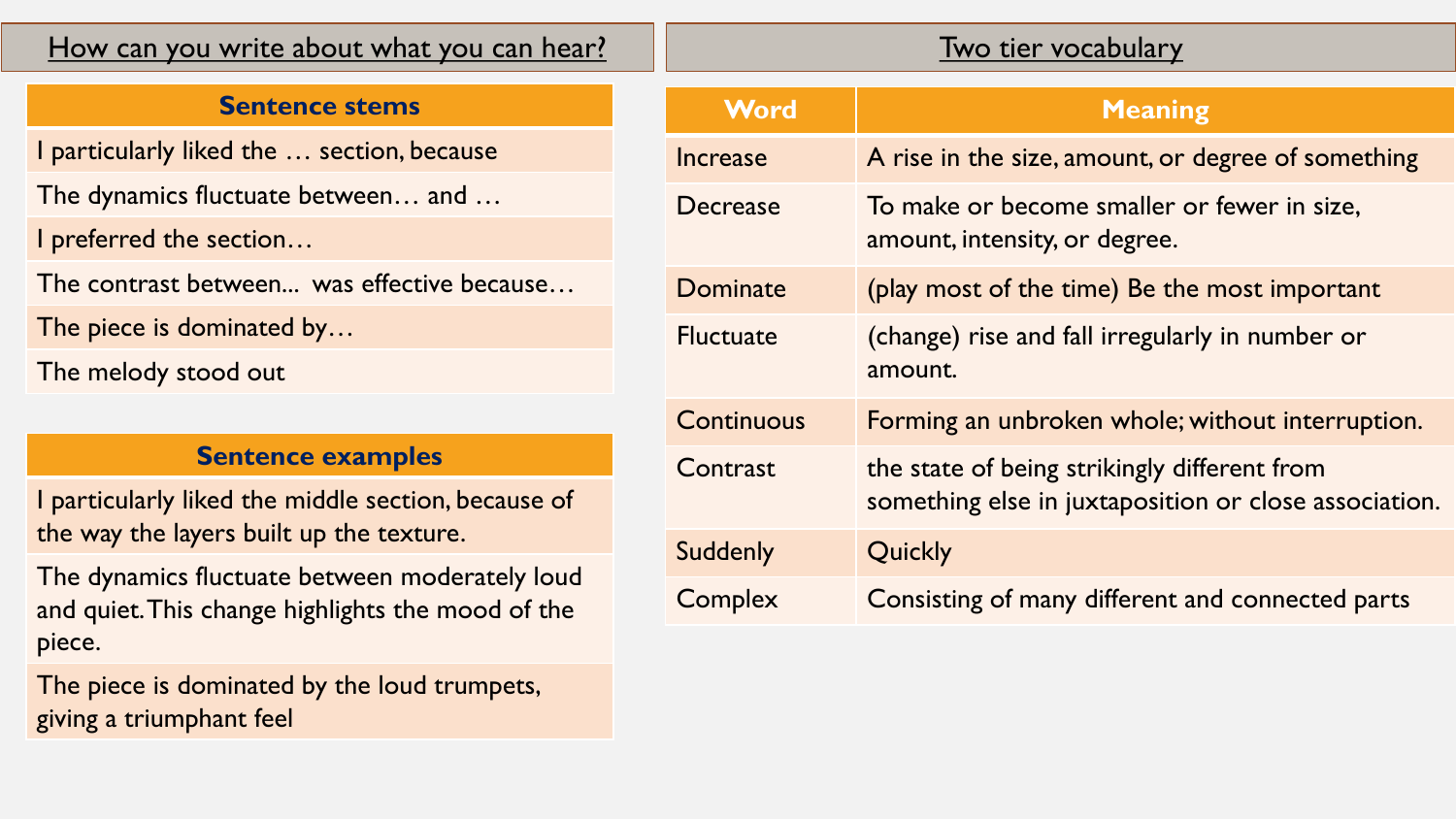## How can you write about what you can hear?

| Sentence stems |
|---|
| I particularly liked the … section, because |
| The dynamics fluctuate between… and … |
| I preferred the section… |
| The contrast between... was effective because… |
| The piece is dominated by… |
| The melody stood out |

| Sentence examples |
|---|
| I particularly liked the middle section, because of the way the layers built up the texture. |
| The dynamics fluctuate between moderately loud and quiet. This change highlights the mood of the piece. |
| The piece is dominated by the loud trumpets, giving a triumphant feel |

## Two tier vocabulary

| Word | Meaning |
|---|---|
| Increase | A rise in the size, amount, or degree of something |
| Decrease | To make or become smaller or fewer in size, amount, intensity, or degree. |
| Dominate | (play most of the time) Be the most important |
| Fluctuate | (change) rise and fall irregularly in number or amount. |
| Continuous | Forming an unbroken whole; without interruption. |
| Contrast | the state of being strikingly different from something else in juxtaposition or close association. |
| Suddenly | Quickly |
| Complex | Consisting of many different and connected parts |